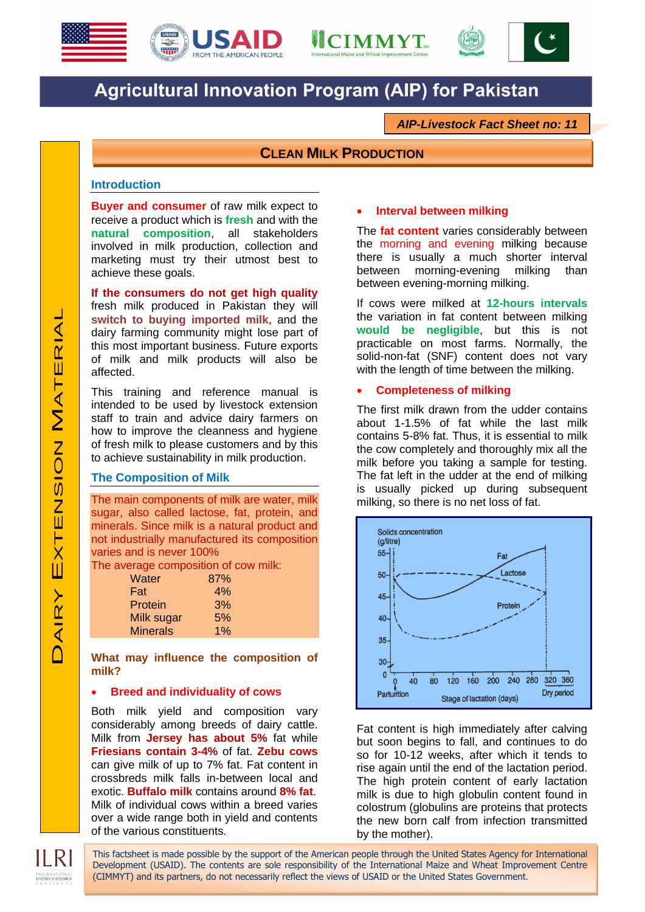# Agricultural Innovation Program (AIP) for Pakistan

*AIP-Livestock Fact Sheet no: 11*

DAIRY EXTENSION MATERIAL

## CLEAN MILK PRODUCTION

### Introduction

**Buyer and consumer** of raw milk expect to receive a product which is **fresh** and with the **natural composition**, all stakeholders involved in milk production, collection and marketing must try their utmost best to achieve these goals.

**If the consumers do not get high quality** fresh milk produced in Pakistan they will **switch to buying imported milk**, and the dairy farming community might lose part of this most important business. Future exports of milk and milk products will also be affected.

This training and reference manual is intended to be used by livestock extension staff to train and advice dairy farmers on how to improve the cleanness and hygiene of fresh milk to please customers and by this to achieve sustainability in milk production.

### The Composition of Milk

The main components of milk are water, milk sugar, also called lactose, fat, protein, and minerals. Since milk is a natural product and not industrially manufactured its composition varies and is never 100%

The average composition of cow milk:

| Component | % |
|---|---|
| Water | 87% |
| Fat | 4% |
| Protein | 3% |
| Milk sugar | 5% |
| Minerals | 1% |

### What may influence the composition of milk?

- **Breed and individuality of cows**

Both milk yield and composition vary considerably among breeds of dairy cattle. Milk from **Jersey has about 5%** fat while **Friesians contain 3-4%** of fat. **Zebu cows** can give milk of up to 7% fat. Fat content in crossbreds milk falls in-between local and exotic. **Buffalo milk** contains around **8% fat**. Milk of individual cows within a breed varies over a wide range both in yield and contents of the various constituents.

- **Interval between milking**

The **fat content** varies considerably between the morning and evening milking because there is usually a much shorter interval between morning-evening milking than between evening-morning milking.

If cows were milked at **12-hours intervals** the variation in fat content between milking **would be negligible**, but this is not practicable on most farms. Normally, the solid-non-fat (SNF) content does not vary with the length of time between the milking.

- **Completeness of milking**

The first milk drawn from the udder contains about 1-1.5% of fat while the last milk contains 5-8% fat. Thus, it is essential to milk the cow completely and thoroughly mix all the milk before you taking a sample for testing. The fat left in the udder at the end of milking is usually picked up during subsequent milking, so there is no net loss of fat.

Solids concentration (g/litre); curves: Fat, Lactose, Protein; x-axis: Stage of lactation (days) 0–360, Parturition, Dry period

Fat content is high immediately after calving but soon begins to fall, and continues to do so for 10-12 weeks, after which it tends to rise again until the end of the lactation period. The high protein content of early lactation milk is due to high globulin content found in colostrum (globulins are proteins that protects the new born calf from infection transmitted by the mother).

This factsheet is made possible by the support of the American people through the United States Agency for International Development (USAID). The contents are sole responsibility of the International Maize and Wheat Improvement Centre (CIMMYT) and its partners, do not necessarily reflect the views of USAID or the United States Government.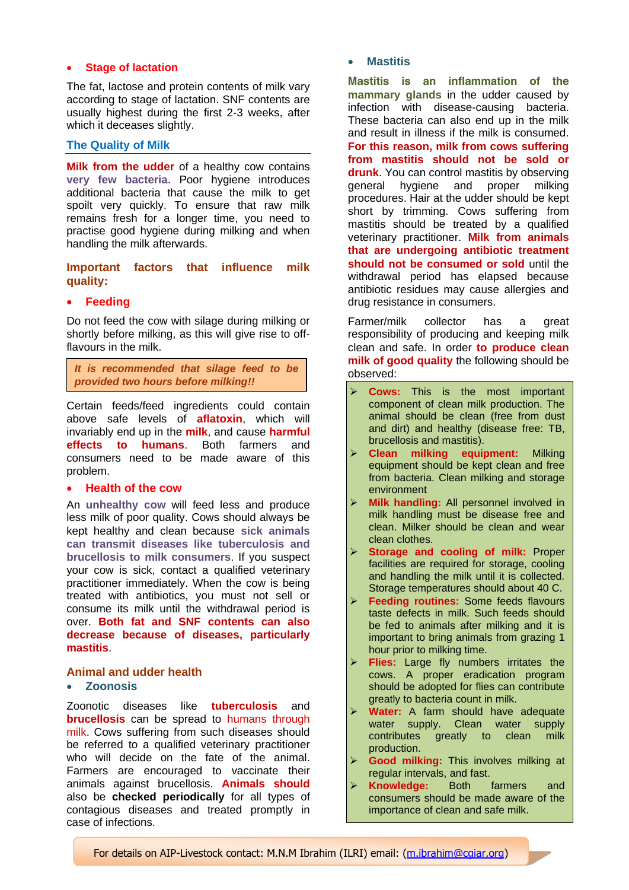- **Stage of lactation**

The fat, lactose and protein contents of milk vary according to stage of lactation. SNF contents are usually highest during the first 2-3 weeks, after which it deceases slightly.

## The Quality of Milk

**Milk from the udder** of a healthy cow contains **very few bacteria**. Poor hygiene introduces additional bacteria that cause the milk to get spoilt very quickly. To ensure that raw milk remains fresh for a longer time, you need to practise good hygiene during milking and when handling the milk afterwards.

### Important factors that influence milk quality:

- **Feeding**

Do not feed the cow with silage during milking or shortly before milking, as this will give rise to off-flavours in the milk.

> ***It is recommended that silage feed to be provided two hours before milking!!***

Certain feeds/feed ingredients could contain above safe levels of **aflatoxin**, which will invariably end up in the **milk**, and cause **harmful effects to humans**. Both farmers and consumers need to be made aware of this problem.

- **Health of the cow**

An **unhealthy cow** will feed less and produce less milk of poor quality. Cows should always be kept healthy and clean because **sick animals can transmit diseases like tuberculosis and brucellosis to milk consumers**. If you suspect your cow is sick, contact a qualified veterinary practitioner immediately. When the cow is being treated with antibiotics, you must not sell or consume its milk until the withdrawal period is over. **Both fat and SNF contents can also decrease because of diseases, particularly mastitis**.

### Animal and udder health

- **Zoonosis**

Zoonotic diseases like **tuberculosis** and **brucellosis** can be spread to humans through milk. Cows suffering from such diseases should be referred to a qualified veterinary practitioner who will decide on the fate of the animal. Farmers are encouraged to vaccinate their animals against brucellosis. **Animals should** also be **checked periodically** for all types of contagious diseases and treated promptly in case of infections.

- **Mastitis**

**Mastitis is an inflammation of the mammary glands** in the udder caused by infection with disease-causing bacteria. These bacteria can also end up in the milk and result in illness if the milk is consumed. **For this reason, milk from cows suffering from mastitis should not be sold or drunk**. You can control mastitis by observing general hygiene and proper milking procedures. Hair at the udder should be kept short by trimming. Cows suffering from mastitis should be treated by a qualified veterinary practitioner. **Milk from animals that are undergoing antibiotic treatment should not be consumed or sold** until the withdrawal period has elapsed because antibiotic residues may cause allergies and drug resistance in consumers.

Farmer/milk collector has a great responsibility of producing and keeping milk clean and safe. In order **to produce clean milk of good quality** the following should be observed:

- **Cows:** This is the most important component of clean milk production. The animal should be clean (free from dust and dirt) and healthy (disease free: TB, brucellosis and mastitis).
- **Clean milking equipment:** Milking equipment should be kept clean and free from bacteria. Clean milking and storage environment
- **Milk handling:** All personnel involved in milk handling must be disease free and clean. Milker should be clean and wear clean clothes.
- **Storage and cooling of milk:** Proper facilities are required for storage, cooling and handling the milk until it is collected. Storage temperatures should about 40 C.
- **Feeding routines:** Some feeds flavours taste defects in milk. Such feeds should be fed to animals after milking and it is important to bring animals from grazing 1 hour prior to milking time.
- **Flies:** Large fly numbers irritates the cows. A proper eradication program should be adopted for flies can contribute greatly to bacteria count in milk.
- **Water:** A farm should have adequate water supply. Clean water supply contributes greatly to clean milk production.
- **Good milking:** This involves milking at regular intervals, and fast.
- **Knowledge:** Both farmers and consumers should be made aware of the importance of clean and safe milk.

For details on AIP-Livestock contact: M.N.M Ibrahim (ILRI) email: (m.ibrahim@cgiar.org)